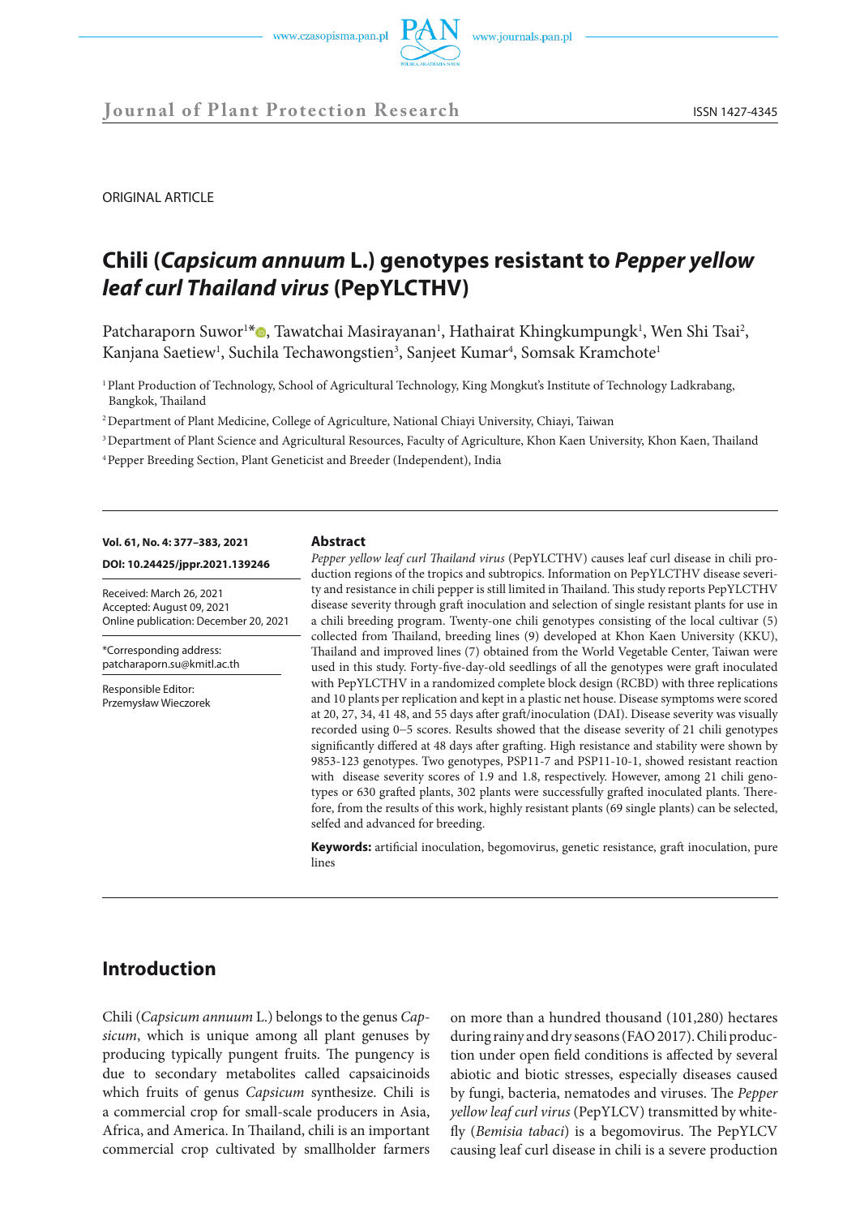ORIGINAL ARTICLE

# Chili (*Capsicum annuum* L.) genotypes resistant to *Pepper yellow leaf curl Thailand virus* (PepYLCTHV)

Patcharaporn Suwor[1]*, Tawatchai Masirayanan[1], Hathairat Khingkumpungk[1], Wen Shi Tsai[2], Kanjana Saetiew[1], Suchila Techawongstien[3], Sanjeet Kumar[4], Somsak Kramchote[1]

[1] Plant Production of Technology, School of Agricultural Technology, King Mongkut's Institute of Technology Ladkrabang, Bangkok, Thailand

[2] Department of Plant Medicine, College of Agriculture, National Chiayi University, Chiayi, Taiwan

[3] Department of Plant Science and Agricultural Resources, Faculty of Agriculture, Khon Kaen University, Khon Kaen, Thailand

[4] Pepper Breeding Section, Plant Geneticist and Breeder (Independent), India

**Vol. 61, No. 4: 377–383, 2021**

**DOI: 10.24425/jppr.2021.139246**

Received: March 26, 2021
Accepted: August 09, 2021
Online publication: December 20, 2021

*Corresponding address:
patcharaporn.su@kmitl.ac.th

Responsible Editor:
Przemysław Wieczorek

## Abstract

*Pepper yellow leaf curl Thailand virus* (PepYLCTHV) causes leaf curl disease in chili production regions of the tropics and subtropics. Information on PepYLCTHV disease severity and resistance in chili pepper is still limited in Thailand. This study reports PepYLCTHV disease severity through graft inoculation and selection of single resistant plants for use in a chili breeding program. Twenty-one chili genotypes consisting of the local cultivar (5) collected from Thailand, breeding lines (9) developed at Khon Kaen University (KKU), Thailand and improved lines (7) obtained from the World Vegetable Center, Taiwan were used in this study. Forty-five-day-old seedlings of all the genotypes were graft inoculated with PepYLCTHV in a randomized complete block design (RCBD) with three replications and 10 plants per replication and kept in a plastic net house. Disease symptoms were scored at 20, 27, 34, 41 48, and 55 days after graft/inoculation (DAI). Disease severity was visually recorded using 0–5 scores. Results showed that the disease severity of 21 chili genotypes significantly differed at 48 days after grafting. High resistance and stability were shown by 9853-123 genotypes. Two genotypes, PSP11-7 and PSP11-10-1, showed resistant reaction with disease severity scores of 1.9 and 1.8, respectively. However, among 21 chili genotypes or 630 grafted plants, 302 plants were successfully grafted inoculated plants. Therefore, from the results of this work, highly resistant plants (69 single plants) can be selected, selfed and advanced for breeding.

**Keywords:** artificial inoculation, begomovirus, genetic resistance, graft inoculation, pure lines

## Introduction

Chili (*Capsicum annuum* L.) belongs to the genus *Capsicum*, which is unique among all plant genuses by producing typically pungent fruits. The pungency is due to secondary metabolites called capsaicinoids which fruits of genus *Capsicum* synthesize. Chili is a commercial crop for small-scale producers in Asia, Africa, and America. In Thailand, chili is an important commercial crop cultivated by smallholder farmers on more than a hundred thousand (101,280) hectares during rainy and dry seasons (FAO 2017). Chili production under open field conditions is affected by several abiotic and biotic stresses, especially diseases caused by fungi, bacteria, nematodes and viruses. The *Pepper yellow leaf curl virus* (PepYLCV) transmitted by whitefly (*Bemisia tabaci*) is a begomovirus. The PepYLCV causing leaf curl disease in chili is a severe production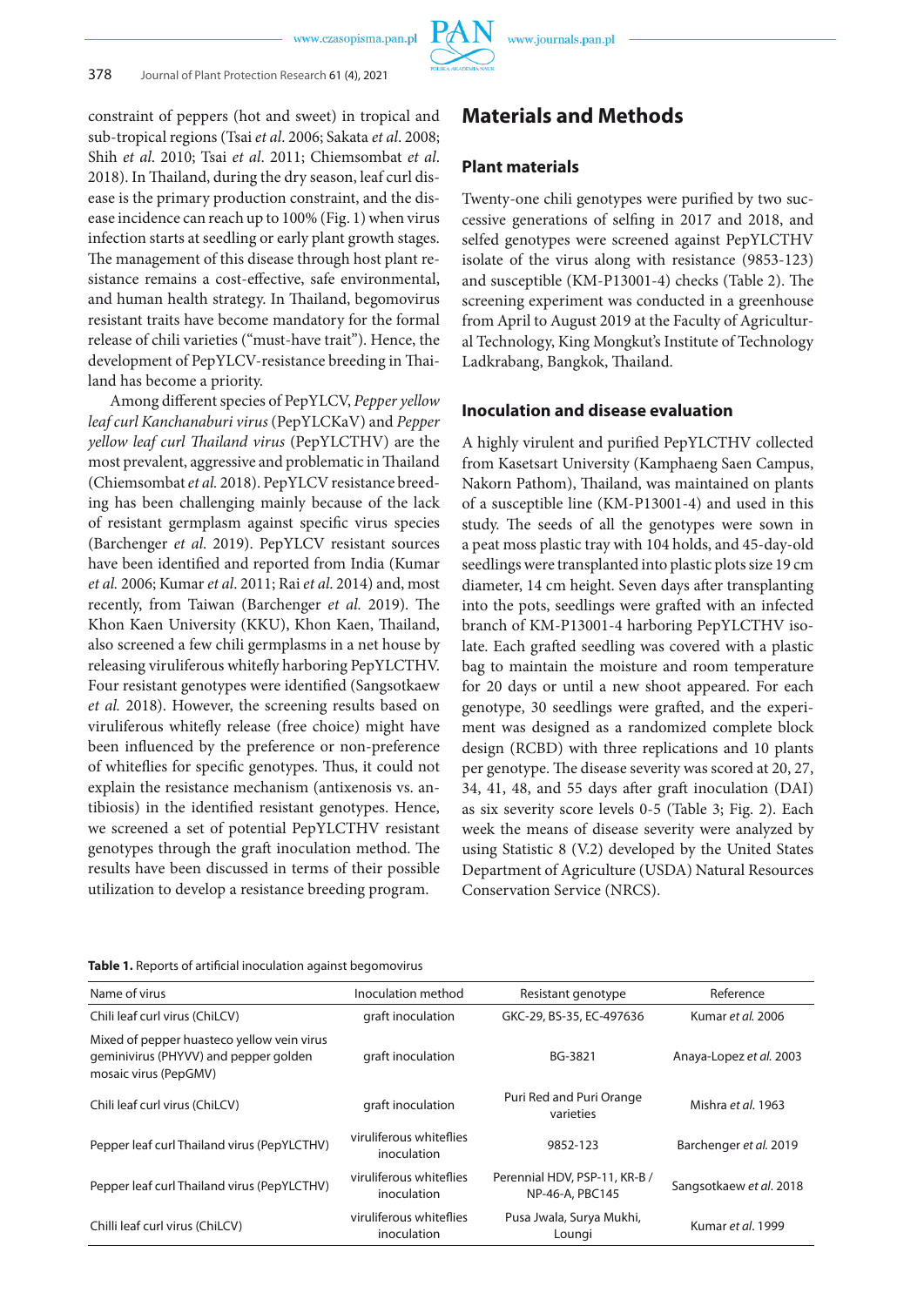constraint of peppers (hot and sweet) in tropical and sub-tropical regions (Tsai *et al*. 2006; Sakata *et al*. 2008; Shih *et al*. 2010; Tsai *et al*. 2011; Chiemsombat *et al*. 2018). In Thailand, during the dry season, leaf curl disease is the primary production constraint, and the disease incidence can reach up to 100% (Fig. 1) when virus infection starts at seedling or early plant growth stages. The management of this disease through host plant resistance remains a cost-effective, safe environmental, and human health strategy. In Thailand, begomovirus resistant traits have become mandatory for the formal release of chili varieties ("must-have trait"). Hence, the development of PepYLCV-resistance breeding in Thailand has become a priority.

Among different species of PepYLCV, *Pepper yellow leaf curl Kanchanaburi virus* (PepYLCKaV) and *Pepper yellow leaf curl Thailand virus* (PepYLCTHV) are the most prevalent, aggressive and problematic in Thailand (Chiemsombat *et al.* 2018). PepYLCV resistance breeding has been challenging mainly because of the lack of resistant germplasm against specific virus species (Barchenger *et al*. 2019). PepYLCV resistant sources have been identified and reported from India (Kumar *et al.* 2006; Kumar *et al*. 2011; Rai *et al*. 2014) and, most recently, from Taiwan (Barchenger *et al.* 2019). The Khon Kaen University (KKU), Khon Kaen, Thailand, also screened a few chili germplasms in a net house by releasing viruliferous whitefly harboring PepYLCTHV. Four resistant genotypes were identified (Sangsotkaew *et al.* 2018). However, the screening results based on viruliferous whitefly release (free choice) might have been influenced by the preference or non-preference of whiteflies for specific genotypes. Thus, it could not explain the resistance mechanism (antixenosis vs. antibiosis) in the identified resistant genotypes. Hence, we screened a set of potential PepYLCTHV resistant genotypes through the graft inoculation method. The results have been discussed in terms of their possible utilization to develop a resistance breeding program.

## Materials and Methods

### Plant materials

Twenty-one chili genotypes were purified by two successive generations of selfing in 2017 and 2018, and selfed genotypes were screened against PepYLCTHV isolate of the virus along with resistance (9853-123) and susceptible (KM-P13001-4) checks (Table 2). The screening experiment was conducted in a greenhouse from April to August 2019 at the Faculty of Agricultural Technology, King Mongkut's Institute of Technology Ladkrabang, Bangkok, Thailand.

### Inoculation and disease evaluation

A highly virulent and purified PepYLCTHV collected from Kasetsart University (Kamphaeng Saen Campus, Nakorn Pathom), Thailand, was maintained on plants of a susceptible line (KM-P13001-4) and used in this study. The seeds of all the genotypes were sown in a peat moss plastic tray with 104 holds, and 45-day-old seedlings were transplanted into plastic plots size 19 cm diameter, 14 cm height. Seven days after transplanting into the pots, seedlings were grafted with an infected branch of KM-P13001-4 harboring PepYLCTHV isolate. Each grafted seedling was covered with a plastic bag to maintain the moisture and room temperature for 20 days or until a new shoot appeared. For each genotype, 30 seedlings were grafted, and the experiment was designed as a randomized complete block design (RCBD) with three replications and 10 plants per genotype. The disease severity was scored at 20, 27, 34, 41, 48, and 55 days after graft inoculation (DAI) as six severity score levels 0-5 (Table 3; Fig. 2). Each week the means of disease severity were analyzed by using Statistic 8 (V.2) developed by the United States Department of Agriculture (USDA) Natural Resources Conservation Service (NRCS).

**Table 1.** Reports of artificial inoculation against begomovirus

| Name of virus | Inoculation method | Resistant genotype | Reference |
|---|---|---|---|
| Chili leaf curl virus (ChiLCV) | graft inoculation | GKC-29, BS-35, EC-497636 | Kumar *et al.* 2006 |
| Mixed of pepper huasteco yellow vein virus geminivirus (PHYVV) and pepper golden mosaic virus (PepGMV) | graft inoculation | BG-3821 | Anaya-Lopez *et al.* 2003 |
| Chili leaf curl virus (ChiLCV) | graft inoculation | Puri Red and Puri Orange varieties | Mishra *et al.* 1963 |
| Pepper leaf curl Thailand virus (PepYLCTHV) | viruliferous whiteflies inoculation | 9852-123 | Barchenger *et al.* 2019 |
| Pepper leaf curl Thailand virus (PepYLCTHV) | viruliferous whiteflies inoculation | Perennial HDV, PSP-11, KR-B / NP-46-A, PBC145 | Sangsotkaew *et al.* 2018 |
| Chilli leaf curl virus (ChiLCV) | viruliferous whiteflies inoculation | Pusa Jwala, Surya Mukhi, Loungi | Kumar *et al.* 1999 |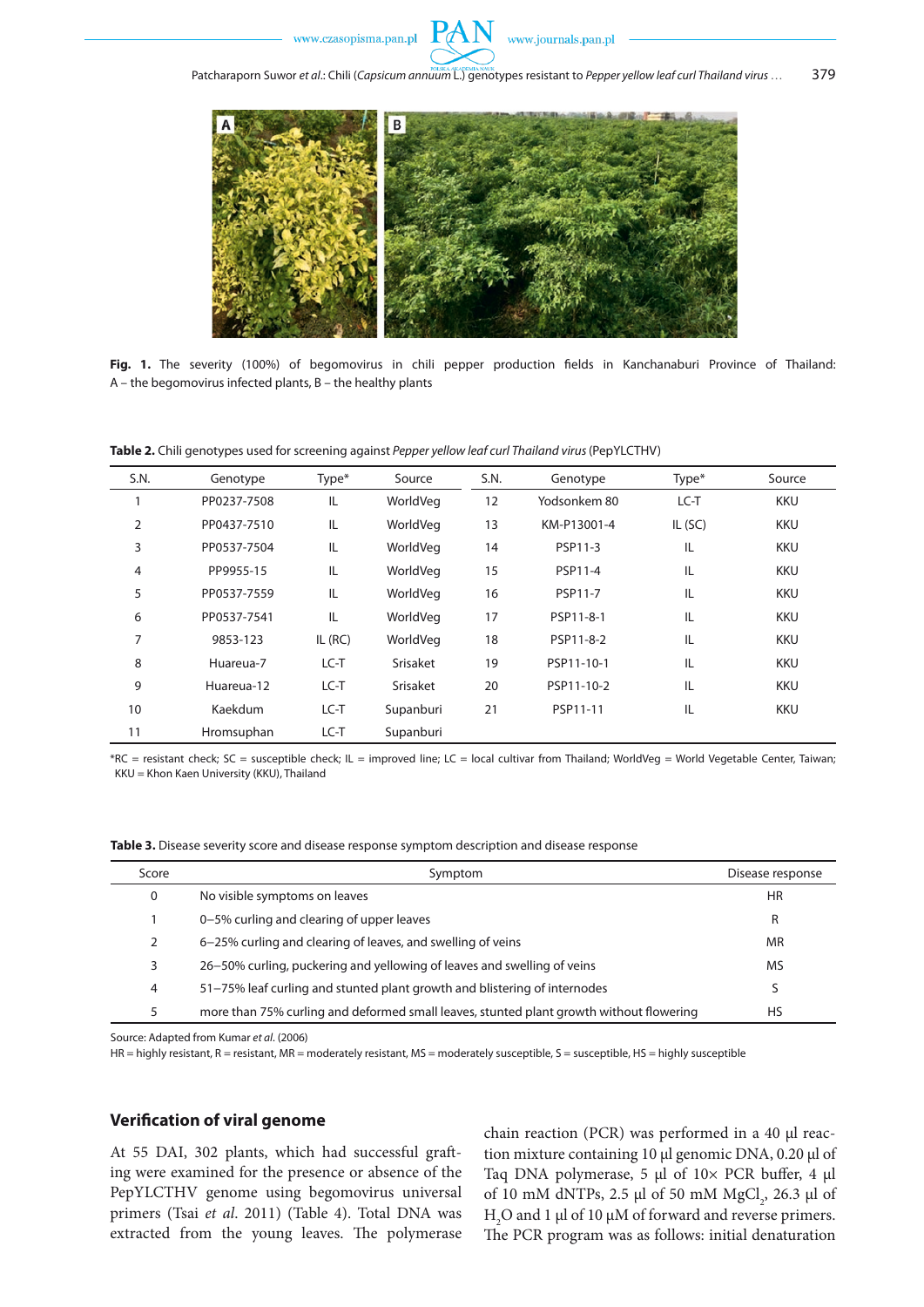**Fig. 1.** The severity (100%) of begomovirus in chili pepper production fields in Kanchanaburi Province of Thailand: A – the begomovirus infected plants, B – the healthy plants

**Table 2.** Chili genotypes used for screening against *Pepper yellow leaf curl Thailand virus* (PepYLCTHV)

| S.N. | Genotype | Type* | Source | S.N. | Genotype | Type* | Source |
|---|---|---|---|---|---|---|---|
| 1 | PP0237-7508 | IL | WorldVeg | 12 | Yodsonkem 80 | LC-T | KKU |
| 2 | PP0437-7510 | IL | WorldVeg | 13 | KM-P13001-4 | IL (SC) | KKU |
| 3 | PP0537-7504 | IL | WorldVeg | 14 | PSP11-3 | IL | KKU |
| 4 | PP9955-15 | IL | WorldVeg | 15 | PSP11-4 | IL | KKU |
| 5 | PP0537-7559 | IL | WorldVeg | 16 | PSP11-7 | IL | KKU |
| 6 | PP0537-7541 | IL | WorldVeg | 17 | PSP11-8-1 | IL | KKU |
| 7 | 9853-123 | IL (RC) | WorldVeg | 18 | PSP11-8-2 | IL | KKU |
| 8 | Huareua-7 | LC-T | Srisaket | 19 | PSP11-10-1 | IL | KKU |
| 9 | Huareua-12 | LC-T | Srisaket | 20 | PSP11-10-2 | IL | KKU |
| 10 | Kaekdum | LC-T | Supanburi | 21 | PSP11-11 | IL | KKU |
| 11 | Hromsuphan | LC-T | Supanburi | | | | |

*RC = resistant check; SC = susceptible check; IL = improved line; LC = local cultivar from Thailand; WorldVeg = World Vegetable Center, Taiwan; KKU = Khon Kaen University (KKU), Thailand

**Table 3.** Disease severity score and disease response symptom description and disease response

| Score | Symptom | Disease response |
|---|---|---|
| 0 | No visible symptoms on leaves | HR |
| 1 | 0–5% curling and clearing of upper leaves | R |
| 2 | 6–25% curling and clearing of leaves, and swelling of veins | MR |
| 3 | 26–50% curling, puckering and yellowing of leaves and swelling of veins | MS |
| 4 | 51–75% leaf curling and stunted plant growth and blistering of internodes | S |
| 5 | more than 75% curling and deformed small leaves, stunted plant growth without flowering | HS |

Source: Adapted from Kumar *et al.* (2006)

HR = highly resistant, R = resistant, MR = moderately resistant, MS = moderately susceptible, S = susceptible, HS = highly susceptible

## Verification of viral genome

At 55 DAI, 302 plants, which had successful grafting were examined for the presence or absence of the PepYLCTHV genome using begomovirus universal primers (Tsai *et al.* 2011) (Table 4). Total DNA was extracted from the young leaves. The polymerase chain reaction (PCR) was performed in a 40 µl reaction mixture containing 10 µl genomic DNA, 0.20 µl of Taq DNA polymerase, 5 µl of 10× PCR buffer, 4 µl of 10 mM dNTPs, 2.5 µl of 50 mM $MgCl_2$, 26.3 µl of $H_2O$ and 1 µl of 10 µM of forward and reverse primers. The PCR program was as follows: initial denaturation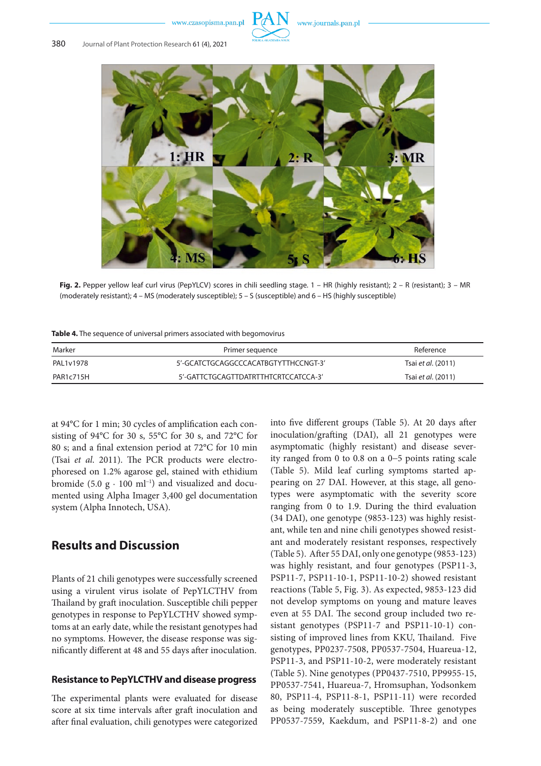**Fig. 2.** Pepper yellow leaf curl virus (PepYLCV) scores in chili seedling stage. 1 – HR (highly resistant); 2 – R (resistant); 3 – MR (moderately resistant); 4 – MS (moderately susceptible); 5 – S (susceptible) and 6 – HS (highly susceptible)

**Table 4.** The sequence of universal primers associated with begomovirus

| Marker | Primer sequence | Reference |
|---|---|---|
| PAL1v1978 | 5'-GCATCTGCAGGCCCACATBGTYTTHCCNGT-3' | Tsai *et al*. (2011) |
| PAR1c715H | 5'-GATTCTGCAGTTDATRTTHTCRTCCATCCA-3' | Tsai *et al*. (2011) |

at 94°C for 1 min; 30 cycles of amplification each consisting of 94°C for 30 s, 55°C for 30 s, and 72°C for 80 s; and a final extension period at 72°C for 10 min (Tsai *et al*. 2011). The PCR products were electrophoresed on 1.2% agarose gel, stained with ethidium bromide (5.0 g · 100 $ml^{-1}$) and visualized and documented using Alpha Imager 3,400 gel documentation system (Alpha Innotech, USA).

## Results and Discussion

Plants of 21 chili genotypes were successfully screened using a virulent virus isolate of PepYLCTHV from Thailand by graft inoculation. Susceptible chili pepper genotypes in response to PepYLCTHV showed symptoms at an early date, while the resistant genotypes had no symptoms. However, the disease response was significantly different at 48 and 55 days after inoculation.

### Resistance to PepYLCTHV and disease progress

The experimental plants were evaluated for disease score at six time intervals after graft inoculation and after final evaluation, chili genotypes were categorized into five different groups (Table 5). At 20 days after inoculation/grafting (DAI), all 21 genotypes were asymptomatic (highly resistant) and disease severity ranged from 0 to 0.8 on a 0–5 points rating scale (Table 5). Mild leaf curling symptoms started appearing on 27 DAI. However, at this stage, all genotypes were asymptomatic with the severity score ranging from 0 to 1.9. During the third evaluation (34 DAI), one genotype (9853-123) was highly resistant, while ten and nine chili genotypes showed resistant and moderately resistant responses, respectively (Table 5). After 55 DAI, only one genotype (9853-123) was highly resistant, and four genotypes (PSP11-3, PSP11-7, PSP11-10-1, PSP11-10-2) showed resistant reactions (Table 5, Fig. 3). As expected, 9853-123 did not develop symptoms on young and mature leaves even at 55 DAI. The second group included two resistant genotypes (PSP11-7 and PSP11-10-1) consisting of improved lines from KKU, Thailand. Five genotypes, PP0237-7508, PP0537-7504, Huareua-12, PSP11-3, and PSP11-10-2, were moderately resistant (Table 5). Nine genotypes (PP0437-7510, PP9955-15, PP0537-7541, Huareua-7, Hromsuphan, Yodsonkem 80, PSP11-4, PSP11-8-1, PSP11-11) were recorded as being moderately susceptible. Three genotypes PP0537-7559, Kaekdum, and PSP11-8-2) and one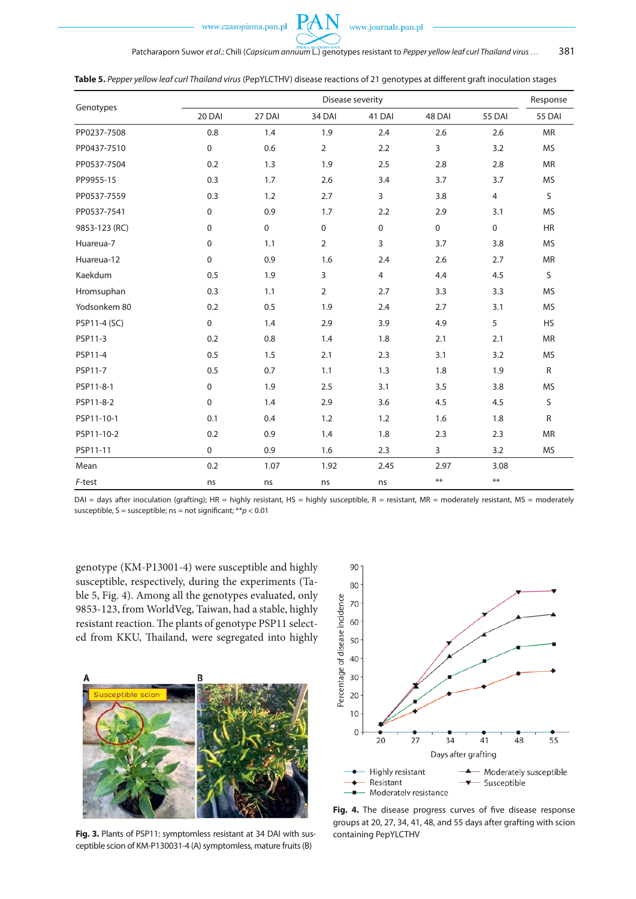**Table 5.** *Pepper yellow leaf curl Thailand virus* (PepYLCTHV) disease reactions of 21 genotypes at different graft inoculation stages

| Genotypes | Disease severity | | | | | | Response |
|---|---|---|---|---|---|---|---|
| | 20 DAI | 27 DAI | 34 DAI | 41 DAI | 48 DAI | 55 DAI | 55 DAI |
| PP0237-7508 | 0.8 | 1.4 | 1.9 | 2.4 | 2.6 | 2.6 | MR |
| PP0437-7510 | 0 | 0.6 | 2 | 2.2 | 3 | 3.2 | MS |
| PP0537-7504 | 0.2 | 1.3 | 1.9 | 2.5 | 2.8 | 2.8 | MR |
| PP9955-15 | 0.3 | 1.7 | 2.6 | 3.4 | 3.7 | 3.7 | MS |
| PP0537-7559 | 0.3 | 1.2 | 2.7 | 3 | 3.8 | 4 | S |
| PP0537-7541 | 0 | 0.9 | 1.7 | 2.2 | 2.9 | 3.1 | MS |
| 9853-123 (RC) | 0 | 0 | 0 | 0 | 0 | 0 | HR |
| Huareua-7 | 0 | 1.1 | 2 | 3 | 3.7 | 3.8 | MS |
| Huareua-12 | 0 | 0.9 | 1.6 | 2.4 | 2.6 | 2.7 | MR |
| Kaekdum | 0.5 | 1.9 | 3 | 4 | 4.4 | 4.5 | S |
| Hromsuphan | 0.3 | 1.1 | 2 | 2.7 | 3.3 | 3.3 | MS |
| Yodsonkem 80 | 0.2 | 0.5 | 1.9 | 2.4 | 2.7 | 3.1 | MS |
| PSP11-4 (SC) | 0 | 1.4 | 2.9 | 3.9 | 4.9 | 5 | HS |
| PSP11-3 | 0.2 | 0.8 | 1.4 | 1.8 | 2.1 | 2.1 | MR |
| PSP11-4 | 0.5 | 1.5 | 2.1 | 2.3 | 3.1 | 3.2 | MS |
| PSP11-7 | 0.5 | 0.7 | 1.1 | 1.3 | 1.8 | 1.9 | R |
| PSP11-8-1 | 0 | 1.9 | 2.5 | 3.1 | 3.5 | 3.8 | MS |
| PSP11-8-2 | 0 | 1.4 | 2.9 | 3.6 | 4.5 | 4.5 | S |
| PSP11-10-1 | 0.1 | 0.4 | 1.2 | 1.2 | 1.6 | 1.8 | R |
| PSP11-10-2 | 0.2 | 0.9 | 1.4 | 1.8 | 2.3 | 2.3 | MR |
| PSP11-11 | 0 | 0.9 | 1.6 | 2.3 | 3 | 3.2 | MS |
| Mean | 0.2 | 1.07 | 1.92 | 2.45 | 2.97 | 3.08 | |
| *F*-test | ns | ns | ns | ns | ** | ** | |

DAI = days after inoculation (grafting); HR = highly resistant, HS = highly susceptible, R = resistant, MR = moderately resistant, MS = moderately susceptible, S = susceptible; ns = not significant; $^{**}p < 0.01$

genotype (KM-P13001-4) were susceptible and highly susceptible, respectively, during the experiments (Table 5, Fig. 4). Among all the genotypes evaluated, only 9853-123, from WorldVeg, Taiwan, had a stable, highly resistant reaction. The plants of genotype PSP11 selected from KKU, Thailand, were segregated into highly

A
Susceptible scion
B

**Fig. 3.** Plants of PSP11: symptomless resistant at 34 DAI with susceptible scion of KM-P130031-4 (A) symptomless, mature fruits (B)

Percentage of disease incidence
90
80
70
60
50
40
30
20
10
0
20
27
34
41
48
55
Days after grafting
Highly resistant
Resistant
Moderately resistance
Moderately susceptible
Susceptible

**Fig. 4.** The disease progress curves of five disease response groups at 20, 27, 34, 41, 48, and 55 days after grafting with scion containing PepYLCTHV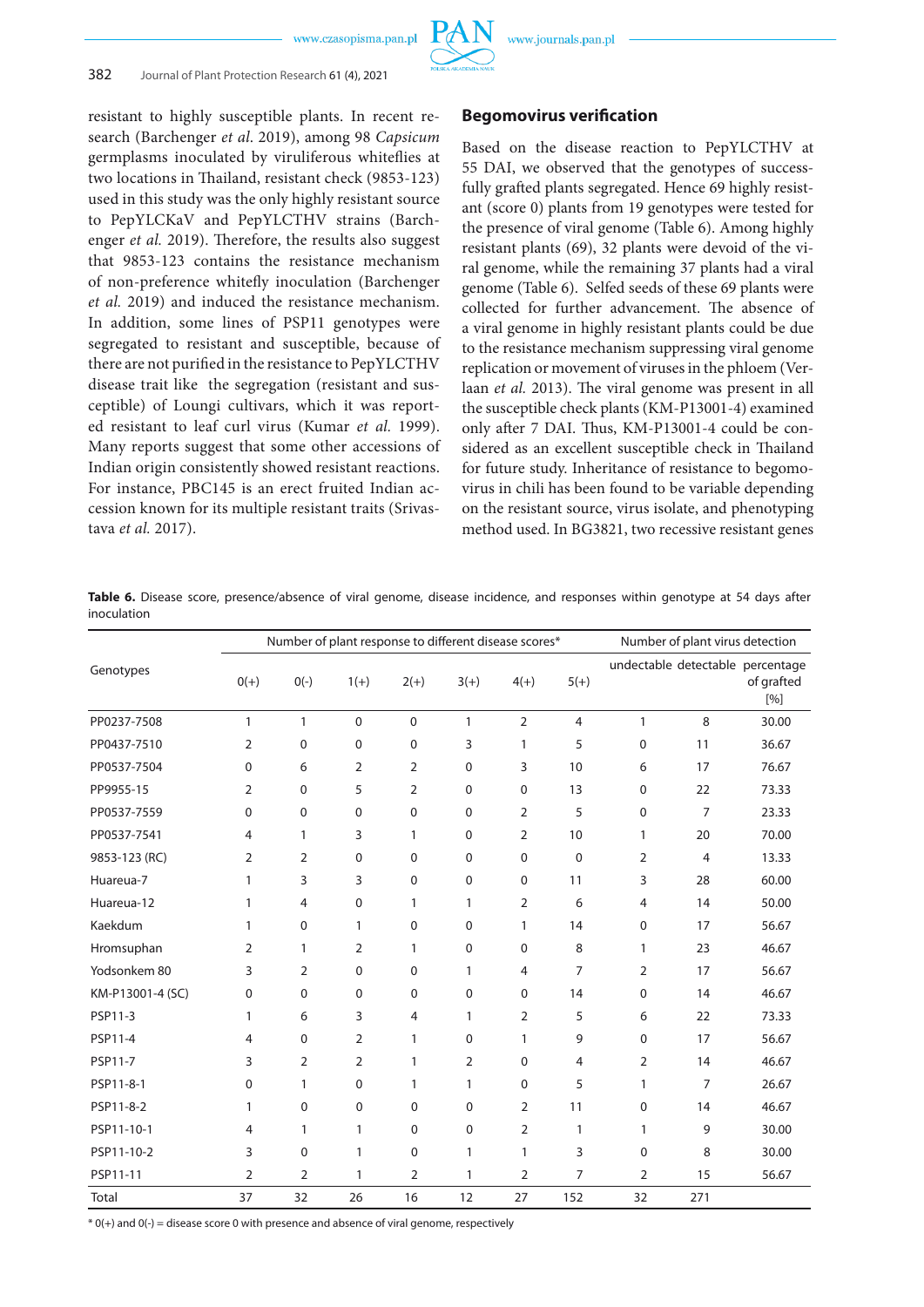resistant to highly susceptible plants. In recent research (Barchenger *et al.* 2019), among 98 *Capsicum* germplasms inoculated by viruliferous whiteflies at two locations in Thailand, resistant check (9853-123) used in this study was the only highly resistant source to PepYLCKaV and PepYLCTHV strains (Barchenger *et al.* 2019). Therefore, the results also suggest that 9853-123 contains the resistance mechanism of non-preference whitefly inoculation (Barchenger *et al.* 2019) and induced the resistance mechanism. In addition, some lines of PSP11 genotypes were segregated to resistant and susceptible, because of there are not purified in the resistance to PepYLCTHV disease trait like the segregation (resistant and susceptible) of Loungi cultivars, which it was reported resistant to leaf curl virus (Kumar *et al.* 1999). Many reports suggest that some other accessions of Indian origin consistently showed resistant reactions. For instance, PBC145 is an erect fruited Indian accession known for its multiple resistant traits (Srivastava *et al.* 2017).

## Begomovirus verification

Based on the disease reaction to PepYLCTHV at 55 DAI, we observed that the genotypes of successfully grafted plants segregated. Hence 69 highly resistant (score 0) plants from 19 genotypes were tested for the presence of viral genome (Table 6). Among highly resistant plants (69), 32 plants were devoid of the viral genome, while the remaining 37 plants had a viral genome (Table 6). Selfed seeds of these 69 plants were collected for further advancement. The absence of a viral genome in highly resistant plants could be due to the resistance mechanism suppressing viral genome replication or movement of viruses in the phloem (Verlaan *et al.* 2013). The viral genome was present in all the susceptible check plants (KM-P13001-4) examined only after 7 DAI. Thus, KM-P13001-4 could be considered as an excellent susceptible check in Thailand for future study. Inheritance of resistance to begomovirus in chili has been found to be variable depending on the resistant source, virus isolate, and phenotyping method used. In BG3821, two recessive resistant genes

**Table 6.** Disease score, presence/absence of viral genome, disease incidence, and responses within genotype at 54 days after inoculation

| Genotypes | Number of plant response to different disease scores* | | | | | | | Number of plant virus detection | | |
|---|---|---|---|---|---|---|---|---|---|---|
| | 0(+) | 0(-) | 1(+) | 2(+) | 3(+) | 4(+) | 5(+) | undectable | detectable | percentage of grafted [%] |
| PP0237-7508 | 1 | 1 | 0 | 0 | 1 | 2 | 4 | 1 | 8 | 30.00 |
| PP0437-7510 | 2 | 0 | 0 | 0 | 3 | 1 | 5 | 0 | 11 | 36.67 |
| PP0537-7504 | 0 | 6 | 2 | 2 | 0 | 3 | 10 | 6 | 17 | 76.67 |
| PP9955-15 | 2 | 0 | 5 | 2 | 0 | 0 | 13 | 0 | 22 | 73.33 |
| PP0537-7559 | 0 | 0 | 0 | 0 | 0 | 2 | 5 | 0 | 7 | 23.33 |
| PP0537-7541 | 4 | 1 | 3 | 1 | 0 | 2 | 10 | 1 | 20 | 70.00 |
| 9853-123 (RC) | 2 | 2 | 0 | 0 | 0 | 0 | 0 | 2 | 4 | 13.33 |
| Huareua-7 | 1 | 3 | 3 | 0 | 0 | 0 | 11 | 3 | 28 | 60.00 |
| Huareua-12 | 1 | 4 | 0 | 1 | 1 | 2 | 6 | 4 | 14 | 50.00 |
| Kaekdum | 1 | 0 | 1 | 0 | 0 | 1 | 14 | 0 | 17 | 56.67 |
| Hromsuphan | 2 | 1 | 2 | 1 | 0 | 0 | 8 | 1 | 23 | 46.67 |
| Yodsonkem 80 | 3 | 2 | 0 | 0 | 1 | 4 | 7 | 2 | 17 | 56.67 |
| KM-P13001-4 (SC) | 0 | 0 | 0 | 0 | 0 | 0 | 14 | 0 | 14 | 46.67 |
| PSP11-3 | 1 | 6 | 3 | 4 | 1 | 2 | 5 | 6 | 22 | 73.33 |
| PSP11-4 | 4 | 0 | 2 | 1 | 0 | 1 | 9 | 0 | 17 | 56.67 |
| PSP11-7 | 3 | 2 | 2 | 1 | 2 | 0 | 4 | 2 | 14 | 46.67 |
| PSP11-8-1 | 0 | 1 | 0 | 1 | 1 | 0 | 5 | 1 | 7 | 26.67 |
| PSP11-8-2 | 1 | 0 | 0 | 0 | 0 | 2 | 11 | 0 | 14 | 46.67 |
| PSP11-10-1 | 4 | 1 | 1 | 0 | 0 | 2 | 1 | 1 | 9 | 30.00 |
| PSP11-10-2 | 3 | 0 | 1 | 0 | 1 | 1 | 3 | 0 | 8 | 30.00 |
| PSP11-11 | 2 | 2 | 1 | 2 | 1 | 2 | 7 | 2 | 15 | 56.67 |
| Total | 37 | 32 | 26 | 16 | 12 | 27 | 152 | 32 | 271 | |

* 0(+) and 0(-) = disease score 0 with presence and absence of viral genome, respectively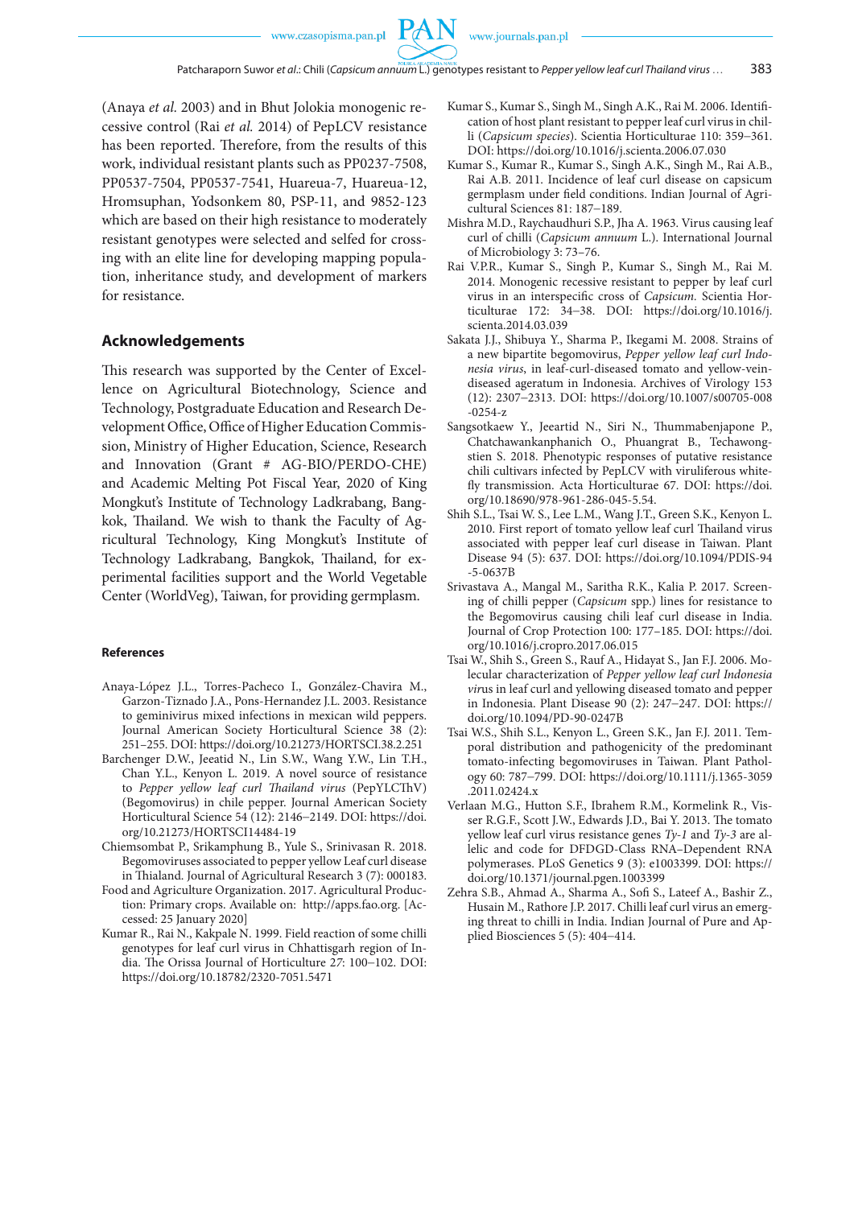(Anaya *et al.* 2003) and in Bhut Jolokia monogenic recessive control (Rai *et al.* 2014) of PepLCV resistance has been reported. Therefore, from the results of this work, individual resistant plants such as PP0237-7508, PP0537-7504, PP0537-7541, Huareua-7, Huareua-12, Hromsuphan, Yodsonkem 80, PSP-11, and 9852-123 which are based on their high resistance to moderately resistant genotypes were selected and selfed for crossing with an elite line for developing mapping population, inheritance study, and development of markers for resistance.

## Acknowledgements

This research was supported by the Center of Excellence on Agricultural Biotechnology, Science and Technology, Postgraduate Education and Research Development Office, Office of Higher Education Commission, Ministry of Higher Education, Science, Research and Innovation (Grant # AG-BIO/PERDO-CHE) and Academic Melting Pot Fiscal Year, 2020 of King Mongkut's Institute of Technology Ladkrabang, Bangkok, Thailand. We wish to thank the Faculty of Agricultural Technology, King Mongkut's Institute of Technology Ladkrabang, Bangkok, Thailand, for experimental facilities support and the World Vegetable Center (WorldVeg), Taiwan, for providing germplasm.

### References

Anaya-López J.L., Torres-Pacheco I., González-Chavira M., Garzon-Tiznado J.A., Pons-Hernandez J.L. 2003. Resistance to geminivirus mixed infections in mexican wild peppers. Journal American Society Horticultural Science 38 (2): 251–255. DOI: https://doi.org/10.21273/HORTSCI.38.2.251

Barchenger D.W., Jeeatid N., Lin S.W., Wang Y.W., Lin T.H., Chan Y.L., Kenyon L. 2019. A novel source of resistance to *Pepper yellow leaf curl Thailand virus* (PepYLCThV) (Begomovirus) in chile pepper. Journal American Society Horticultural Science 54 (12): 2146–2149. DOI: https://doi.org/10.21273/HORTSCI14484-19

Chiemsombat P., Srikamphung B., Yule S., Srinivasan R. 2018. Begomoviruses associated to pepper yellow Leaf curl disease in Thialand. Journal of Agricultural Research 3 (7): 000183.

Food and Agriculture Organization. 2017. Agricultural Production: Primary crops. Available on: http://apps.fao.org. [Accessed: 25 January 2020]

Kumar R., Rai N., Kakpale N. 1999. Field reaction of some chilli genotypes for leaf curl virus in Chhattisgarh region of India. The Orissa Journal of Horticulture 27: 100–102. DOI: https://doi.org/10.18782/2320-7051.5471

Kumar S., Kumar S., Singh M., Singh A.K., Rai M. 2006. Identification of host plant resistant to pepper leaf curl virus in chilli (*Capsicum species*). Scientia Horticulturae 110: 359–361. DOI: https://doi.org/10.1016/j.scienta.2006.07.030

Kumar S., Kumar R., Kumar S., Singh A.K., Singh M., Rai A.B., Rai A.B. 2011. Incidence of leaf curl disease on capsicum germplasm under field conditions. Indian Journal of Agricultural Sciences 81: 187–189.

Mishra M.D., Raychaudhuri S.P., Jha A. 1963. Virus causing leaf curl of chilli (*Capsicum annuum* L.). International Journal of Microbiology 3: 73–76.

Rai V.P.R., Kumar S., Singh P., Kumar S., Singh M., Rai M. 2014. Monogenic recessive resistant to pepper by leaf curl virus in an interspecific cross of *Capsicum.* Scientia Horticulturae 172: 34–38. DOI: https://doi.org/10.1016/j.scienta.2014.03.039

Sakata J.J., Shibuya Y., Sharma P., Ikegami M. 2008. Strains of a new bipartite begomovirus, *Pepper yellow leaf curl Indonesia virus*, in leaf-curl-diseased tomato and yellow-vein-diseased ageratum in Indonesia. Archives of Virology 153 (12): 2307–2313. DOI: https://doi.org/10.1007/s00705-008-0254-z

Sangsotkaew Y., Jeeartid N., Siri N., Thummabenjapone P., Chatchawankanphanich O., Phuangrat B., Techawongstien S. 2018. Phenotypic responses of putative resistance chili cultivars infected by PepLCV with viruliferous whitefly transmission. Acta Horticulturae 67. DOI: https://doi.org/10.18690/978-961-286-045-5.54.

Shih S.L., Tsai W. S., Lee L.M., Wang J.T., Green S.K., Kenyon L. 2010. First report of tomato yellow leaf curl Thailand virus associated with pepper leaf curl disease in Taiwan. Plant Disease 94 (5): 637. DOI: https://doi.org/10.1094/PDIS-94-5-0637B

Srivastava A., Mangal M., Saritha R.K., Kalia P. 2017. Screening of chilli pepper (*Capsicum* spp.) lines for resistance to the Begomovirus causing chili leaf curl disease in India. Journal of Crop Protection 100: 177–185. DOI: https://doi.org/10.1016/j.cropro.2017.06.015

Tsai W., Shih S., Green S., Rauf A., Hidayat S., Jan F.J. 2006. Molecular characterization of *Pepper yellow leaf curl Indonesia virus* in leaf curl and yellowing diseased tomato and pepper in Indonesia. Plant Disease 90 (2): 247–247. DOI: https://doi.org/10.1094/PD-90-0247B

Tsai W.S., Shih S.L., Kenyon L., Green S.K., Jan F.J. 2011. Temporal distribution and pathogenicity of the predominant tomato-infecting begomoviruses in Taiwan. Plant Pathology 60: 787–799. DOI: https://doi.org/10.1111/j.1365-3059.2011.02424.x

Verlaan M.G., Hutton S.F., Ibrahem R.M., Kormelink R., Visser R.G.F., Scott J.W., Edwards J.D., Bai Y. 2013. The tomato yellow leaf curl virus resistance genes *Ty-1* and *Ty-3* are allelic and code for DFDGD-Class RNA–Dependent RNA polymerases. PLoS Genetics 9 (3): e1003399. DOI: https://doi.org/10.1371/journal.pgen.1003399

Zehra S.B., Ahmad A., Sharma A., Sofi S., Lateef A., Bashir Z., Husain M., Rathore J.P. 2017. Chilli leaf curl virus an emerging threat to chilli in India. Indian Journal of Pure and Applied Biosciences 5 (5): 404–414.